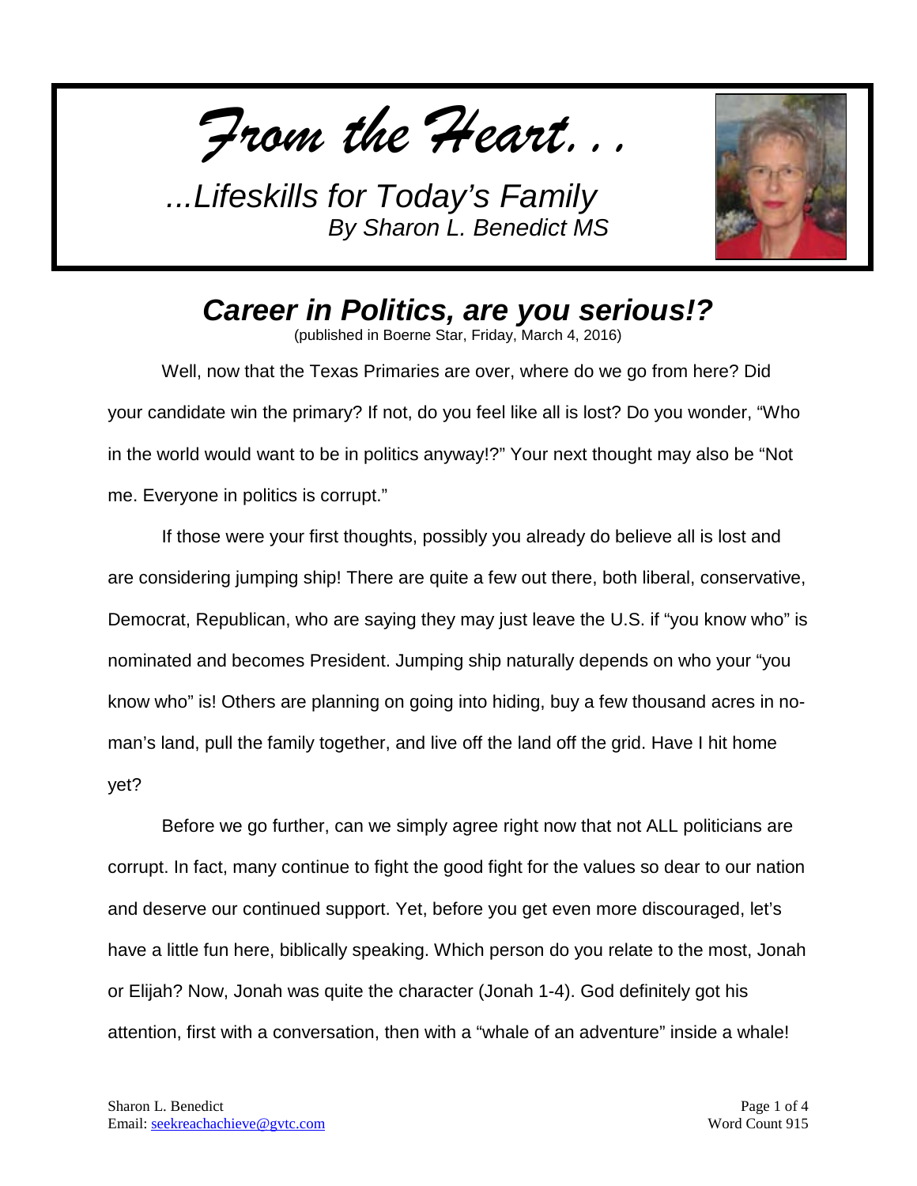# *From the Heart...*

*...Lifeskills for Today's Family*
*By Sharon L. Benedict MS*

## *Career in Politics, are you serious!?*

(published in Boerne Star, Friday, March 4, 2016)

Well, now that the Texas Primaries are over, where do we go from here? Did your candidate win the primary? If not, do you feel like all is lost? Do you wonder, "Who in the world would want to be in politics anyway!?" Your next thought may also be "Not me. Everyone in politics is corrupt."

If those were your first thoughts, possibly you already do believe all is lost and are considering jumping ship! There are quite a few out there, both liberal, conservative, Democrat, Republican, who are saying they may just leave the U.S. if "you know who" is nominated and becomes President. Jumping ship naturally depends on who your "you know who" is! Others are planning on going into hiding, buy a few thousand acres in no-man's land, pull the family together, and live off the land off the grid. Have I hit home yet?

Before we go further, can we simply agree right now that not ALL politicians are corrupt. In fact, many continue to fight the good fight for the values so dear to our nation and deserve our continued support. Yet, before you get even more discouraged, let's have a little fun here, biblically speaking. Which person do you relate to the most, Jonah or Elijah? Now, Jonah was quite the character (Jonah 1-4). God definitely got his attention, first with a conversation, then with a "whale of an adventure" inside a whale!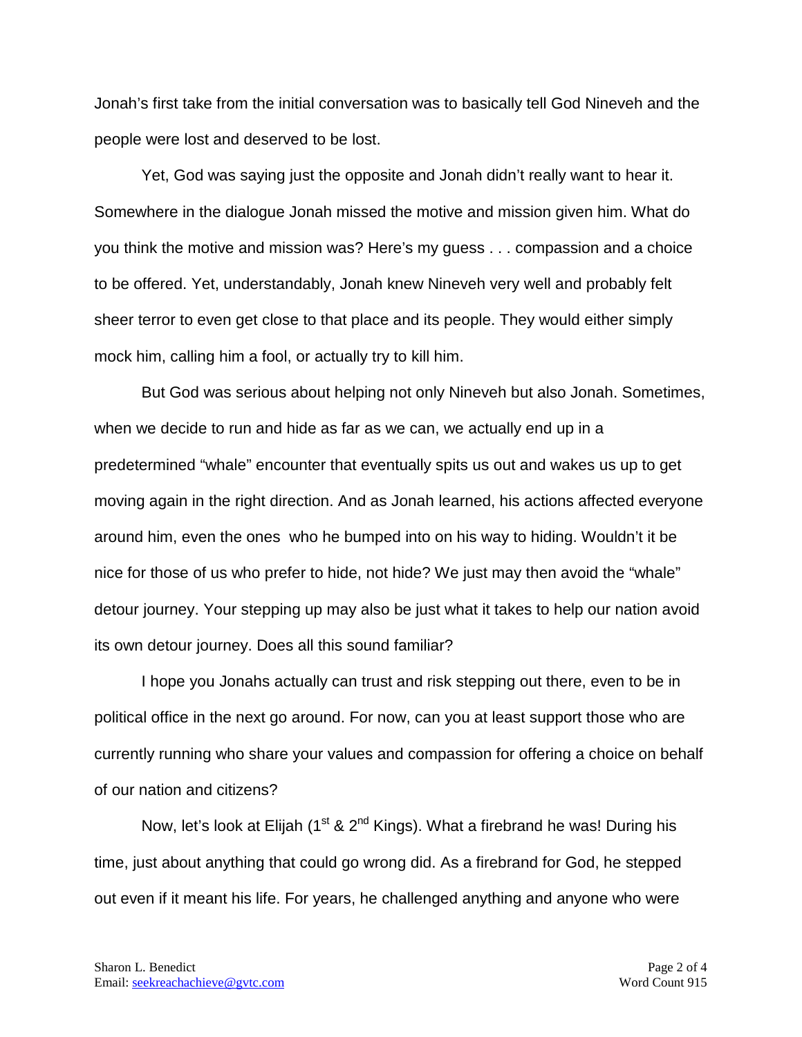Jonah's first take from the initial conversation was to basically tell God Nineveh and the people were lost and deserved to be lost.

Yet, God was saying just the opposite and Jonah didn't really want to hear it. Somewhere in the dialogue Jonah missed the motive and mission given him. What do you think the motive and mission was? Here's my guess . . . compassion and a choice to be offered. Yet, understandably, Jonah knew Nineveh very well and probably felt sheer terror to even get close to that place and its people. They would either simply mock him, calling him a fool, or actually try to kill him.

But God was serious about helping not only Nineveh but also Jonah. Sometimes, when we decide to run and hide as far as we can, we actually end up in a predetermined "whale" encounter that eventually spits us out and wakes us up to get moving again in the right direction. And as Jonah learned, his actions affected everyone around him, even the ones who he bumped into on his way to hiding. Wouldn't it be nice for those of us who prefer to hide, not hide? We just may then avoid the "whale" detour journey. Your stepping up may also be just what it takes to help our nation avoid its own detour journey. Does all this sound familiar?

I hope you Jonahs actually can trust and risk stepping out there, even to be in political office in the next go around. For now, can you at least support those who are currently running who share your values and compassion for offering a choice on behalf of our nation and citizens?

Now, let's look at Elijah (1st & 2nd Kings). What a firebrand he was! During his time, just about anything that could go wrong did. As a firebrand for God, he stepped out even if it meant his life. For years, he challenged anything and anyone who were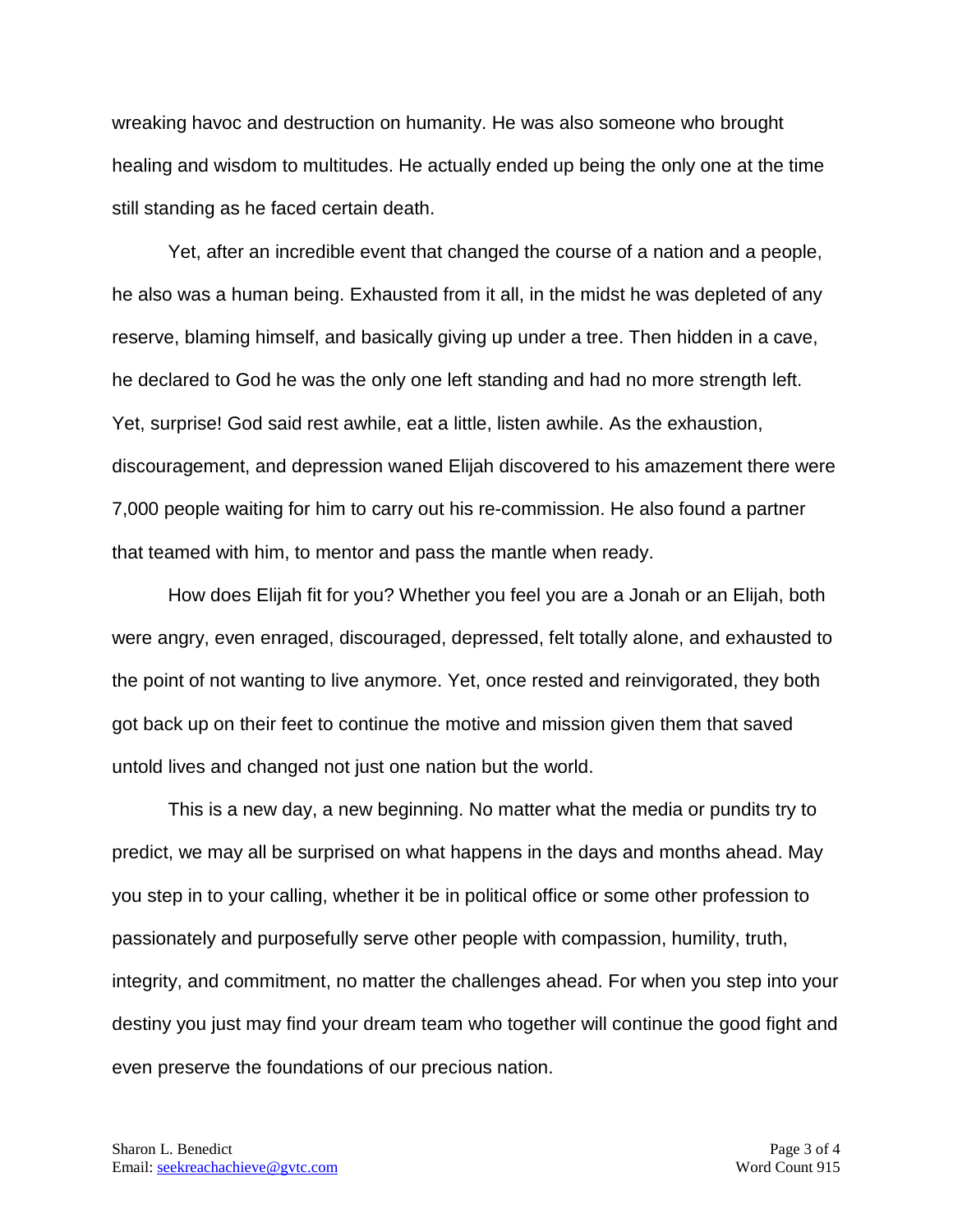wreaking havoc and destruction on humanity. He was also someone who brought healing and wisdom to multitudes. He actually ended up being the only one at the time still standing as he faced certain death.

Yet, after an incredible event that changed the course of a nation and a people, he also was a human being. Exhausted from it all, in the midst he was depleted of any reserve, blaming himself, and basically giving up under a tree. Then hidden in a cave, he declared to God he was the only one left standing and had no more strength left. Yet, surprise! God said rest awhile, eat a little, listen awhile. As the exhaustion, discouragement, and depression waned Elijah discovered to his amazement there were 7,000 people waiting for him to carry out his re-commission. He also found a partner that teamed with him, to mentor and pass the mantle when ready.

How does Elijah fit for you? Whether you feel you are a Jonah or an Elijah, both were angry, even enraged, discouraged, depressed, felt totally alone, and exhausted to the point of not wanting to live anymore. Yet, once rested and reinvigorated, they both got back up on their feet to continue the motive and mission given them that saved untold lives and changed not just one nation but the world.

This is a new day, a new beginning. No matter what the media or pundits try to predict, we may all be surprised on what happens in the days and months ahead. May you step in to your calling, whether it be in political office or some other profession to passionately and purposefully serve other people with compassion, humility, truth, integrity, and commitment, no matter the challenges ahead. For when you step into your destiny you just may find your dream team who together will continue the good fight and even preserve the foundations of our precious nation.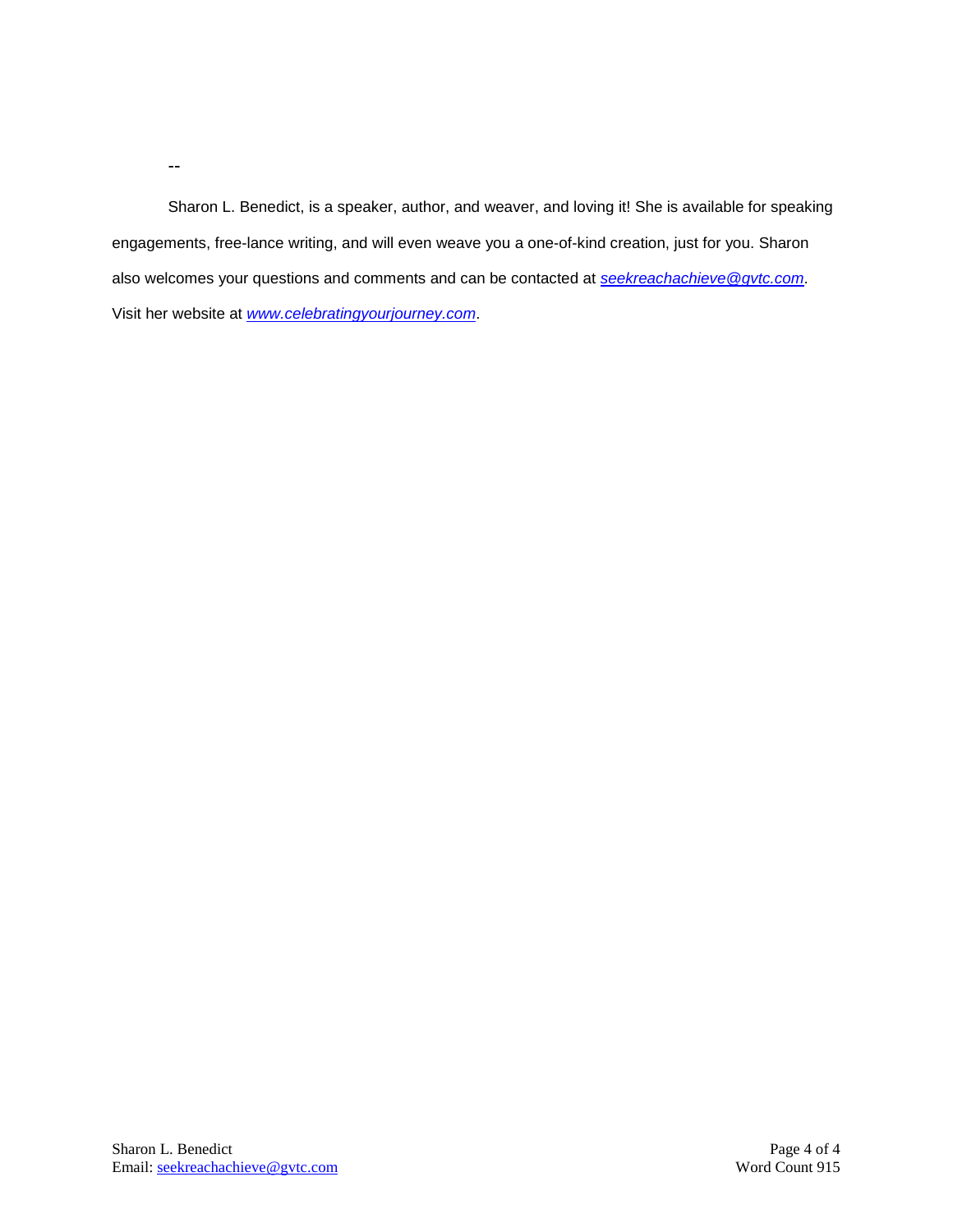--

Sharon L. Benedict, is a speaker, author, and weaver, and loving it! She is available for speaking engagements, free-lance writing, and will even weave you a one-of-kind creation, just for you. Sharon also welcomes your questions and comments and can be contacted at *seekreachachieve@gvtc.com*. Visit her website at *www.celebratingyourjourney.com*.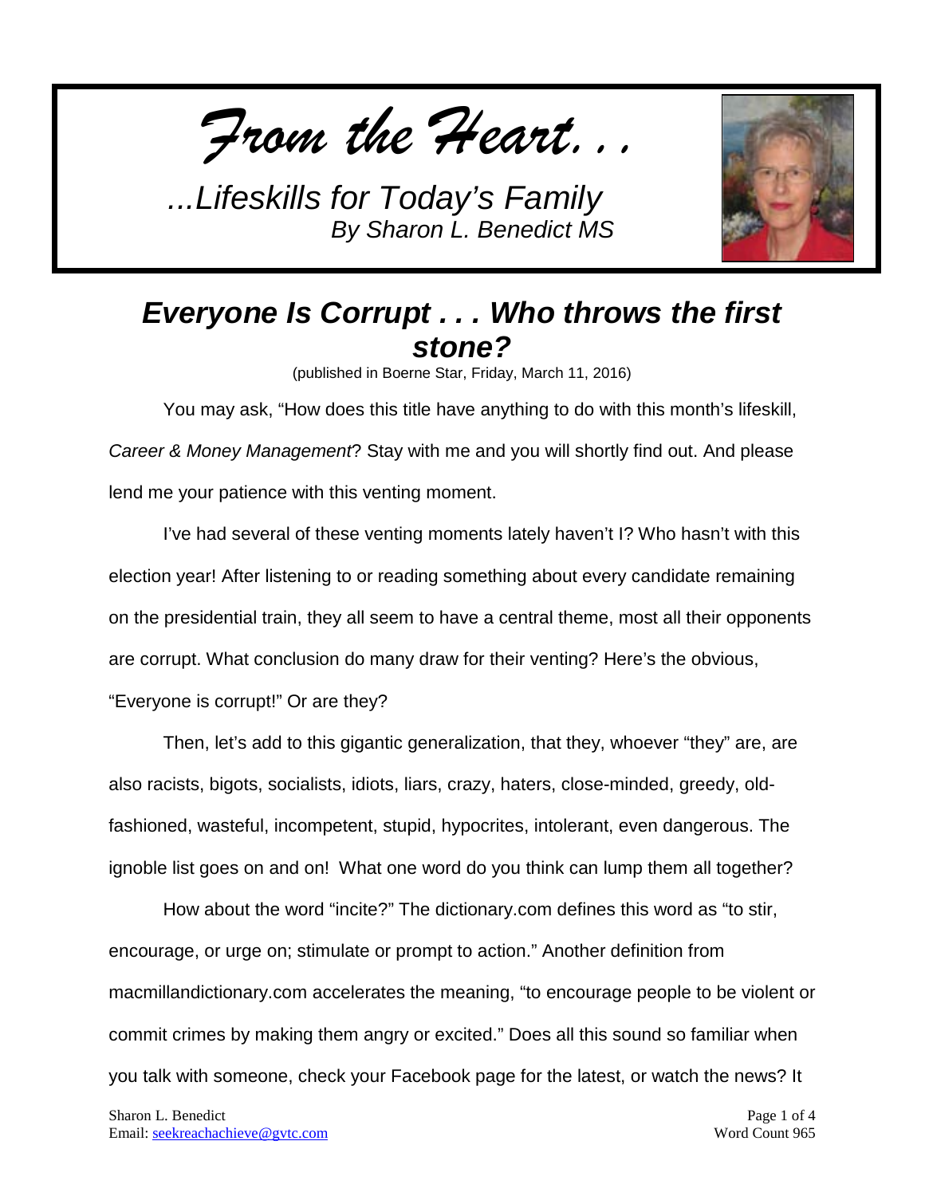*From the Heart. . .*

*...Lifeskills for Today's Family*
*By Sharon L. Benedict MS*

## *Everyone Is Corrupt . . . Who throws the first stone?*

(published in Boerne Star, Friday, March 11, 2016)

You may ask, "How does this title have anything to do with this month's lifeskill, *Career & Money Management*? Stay with me and you will shortly find out. And please lend me your patience with this venting moment.

I've had several of these venting moments lately haven't I? Who hasn't with this election year! After listening to or reading something about every candidate remaining on the presidential train, they all seem to have a central theme, most all their opponents are corrupt. What conclusion do many draw for their venting? Here's the obvious, "Everyone is corrupt!" Or are they?

Then, let's add to this gigantic generalization, that they, whoever "they" are, are also racists, bigots, socialists, idiots, liars, crazy, haters, close-minded, greedy, old-fashioned, wasteful, incompetent, stupid, hypocrites, intolerant, even dangerous. The ignoble list goes on and on! What one word do you think can lump them all together?

How about the word "incite?" The dictionary.com defines this word as "to stir, encourage, or urge on; stimulate or prompt to action." Another definition from macmillandictionary.com accelerates the meaning, "to encourage people to be violent or commit crimes by making them angry or excited." Does all this sound so familiar when you talk with someone, check your Facebook page for the latest, or watch the news? It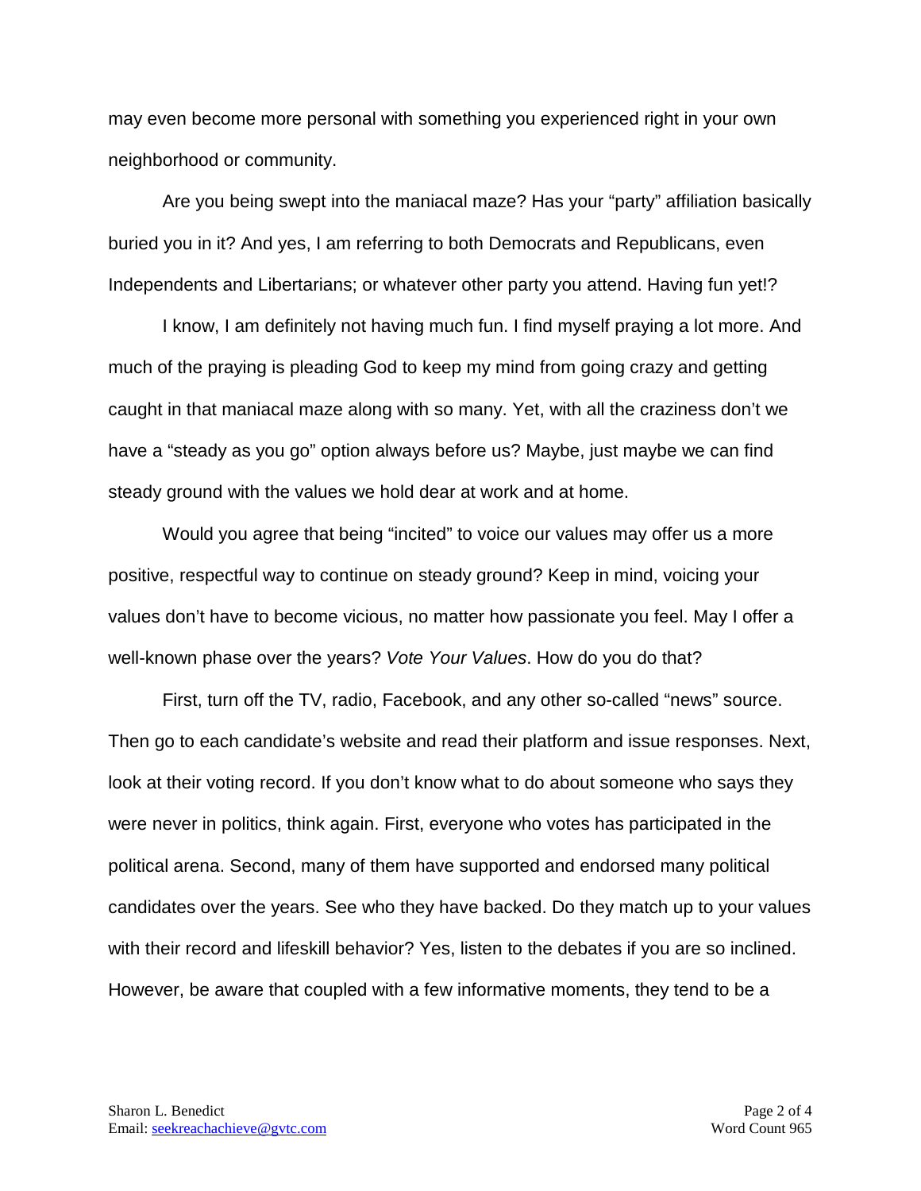may even become more personal with something you experienced right in your own neighborhood or community.

Are you being swept into the maniacal maze? Has your "party" affiliation basically buried you in it? And yes, I am referring to both Democrats and Republicans, even Independents and Libertarians; or whatever other party you attend. Having fun yet!?

I know, I am definitely not having much fun. I find myself praying a lot more. And much of the praying is pleading God to keep my mind from going crazy and getting caught in that maniacal maze along with so many. Yet, with all the craziness don't we have a "steady as you go" option always before us? Maybe, just maybe we can find steady ground with the values we hold dear at work and at home.

Would you agree that being "incited" to voice our values may offer us a more positive, respectful way to continue on steady ground? Keep in mind, voicing your values don't have to become vicious, no matter how passionate you feel. May I offer a well-known phase over the years? *Vote Your Values*. How do you do that?

First, turn off the TV, radio, Facebook, and any other so-called "news" source. Then go to each candidate's website and read their platform and issue responses. Next, look at their voting record. If you don't know what to do about someone who says they were never in politics, think again. First, everyone who votes has participated in the political arena. Second, many of them have supported and endorsed many political candidates over the years. See who they have backed. Do they match up to your values with their record and lifeskill behavior? Yes, listen to the debates if you are so inclined. However, be aware that coupled with a few informative moments, they tend to be a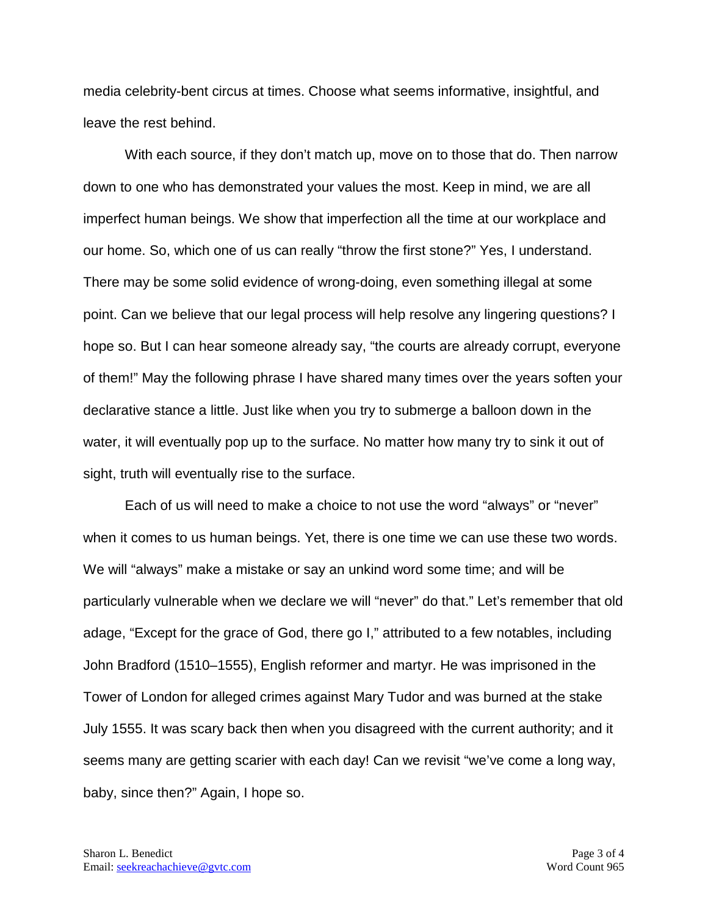media celebrity-bent circus at times. Choose what seems informative, insightful, and leave the rest behind.

With each source, if they don't match up, move on to those that do. Then narrow down to one who has demonstrated your values the most. Keep in mind, we are all imperfect human beings. We show that imperfection all the time at our workplace and our home. So, which one of us can really "throw the first stone?" Yes, I understand. There may be some solid evidence of wrong-doing, even something illegal at some point. Can we believe that our legal process will help resolve any lingering questions? I hope so. But I can hear someone already say, "the courts are already corrupt, everyone of them!" May the following phrase I have shared many times over the years soften your declarative stance a little. Just like when you try to submerge a balloon down in the water, it will eventually pop up to the surface. No matter how many try to sink it out of sight, truth will eventually rise to the surface.

Each of us will need to make a choice to not use the word "always" or "never" when it comes to us human beings. Yet, there is one time we can use these two words. We will "always" make a mistake or say an unkind word some time; and will be particularly vulnerable when we declare we will "never" do that." Let's remember that old adage, "Except for the grace of God, there go I," attributed to a few notables, including John Bradford (1510–1555), English reformer and martyr. He was imprisoned in the Tower of London for alleged crimes against Mary Tudor and was burned at the stake July 1555. It was scary back then when you disagreed with the current authority; and it seems many are getting scarier with each day! Can we revisit "we've come a long way, baby, since then?" Again, I hope so.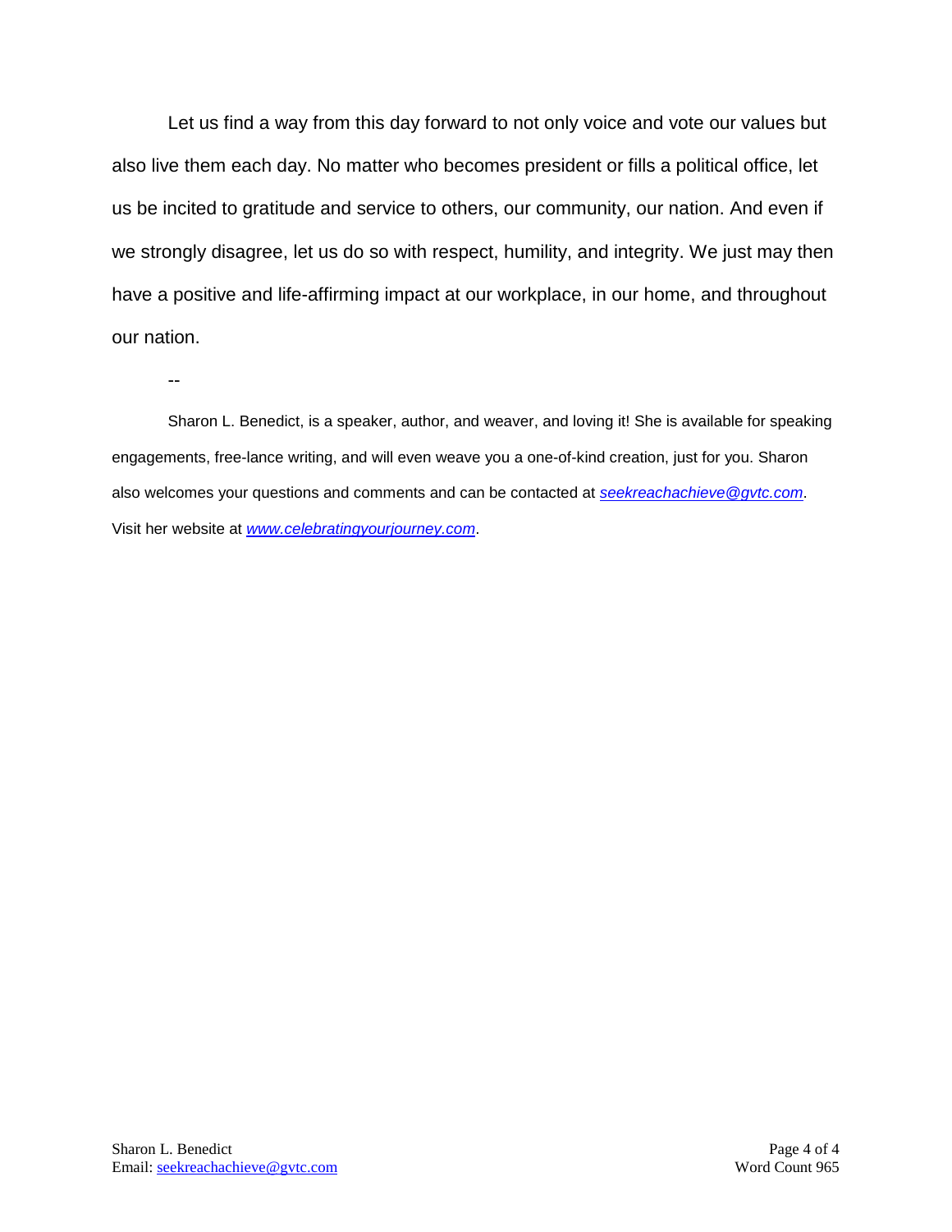Let us find a way from this day forward to not only voice and vote our values but also live them each day. No matter who becomes president or fills a political office, let us be incited to gratitude and service to others, our community, our nation. And even if we strongly disagree, let us do so with respect, humility, and integrity. We just may then have a positive and life-affirming impact at our workplace, in our home, and throughout our nation.

--

Sharon L. Benedict, is a speaker, author, and weaver, and loving it! She is available for speaking engagements, free-lance writing, and will even weave you a one-of-kind creation, just for you. Sharon also welcomes your questions and comments and can be contacted at *seekreachachieve@gvtc.com*. Visit her website at *www.celebratingyourjourney.com*.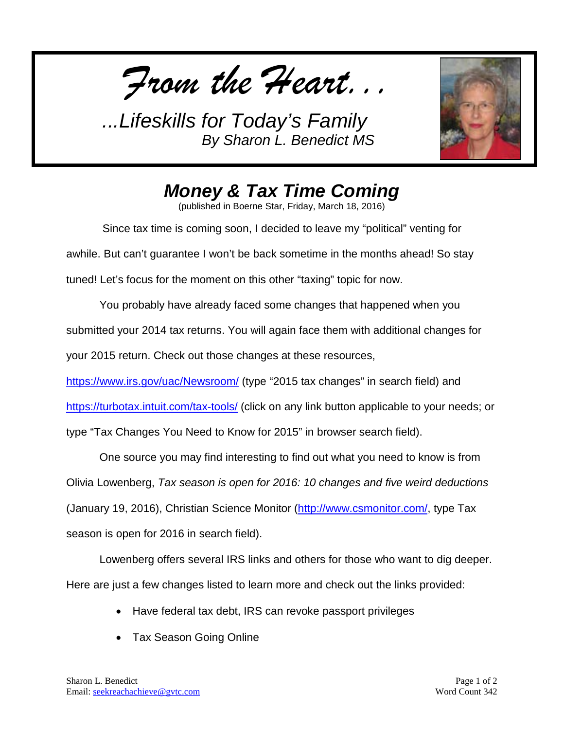*From the Heart…*

*…Lifeskills for Today's Family*
*By Sharon L. Benedict MS*

# *Money & Tax Time Coming*

(published in Boerne Star, Friday, March 18, 2016)

Since tax time is coming soon, I decided to leave my "political" venting for awhile. But can't guarantee I won't be back sometime in the months ahead! So stay tuned! Let's focus for the moment on this other "taxing" topic for now.

You probably have already faced some changes that happened when you submitted your 2014 tax returns. You will again face them with additional changes for your 2015 return. Check out those changes at these resources, https://www.irs.gov/uac/Newsroom/ (type "2015 tax changes" in search field) and https://turbotax.intuit.com/tax-tools/ (click on any link button applicable to your needs; or type "Tax Changes You Need to Know for 2015" in browser search field).

One source you may find interesting to find out what you need to know is from Olivia Lowenberg, *Tax season is open for 2016: 10 changes and five weird deductions* (January 19, 2016), Christian Science Monitor (http://www.csmonitor.com/, type Tax season is open for 2016 in search field).

Lowenberg offers several IRS links and others for those who want to dig deeper. Here are just a few changes listed to learn more and check out the links provided:

- Have federal tax debt, IRS can revoke passport privileges
- Tax Season Going Online

Sharon L. Benedict
Email: seekreachachieve@gvtc.com

Word Count 342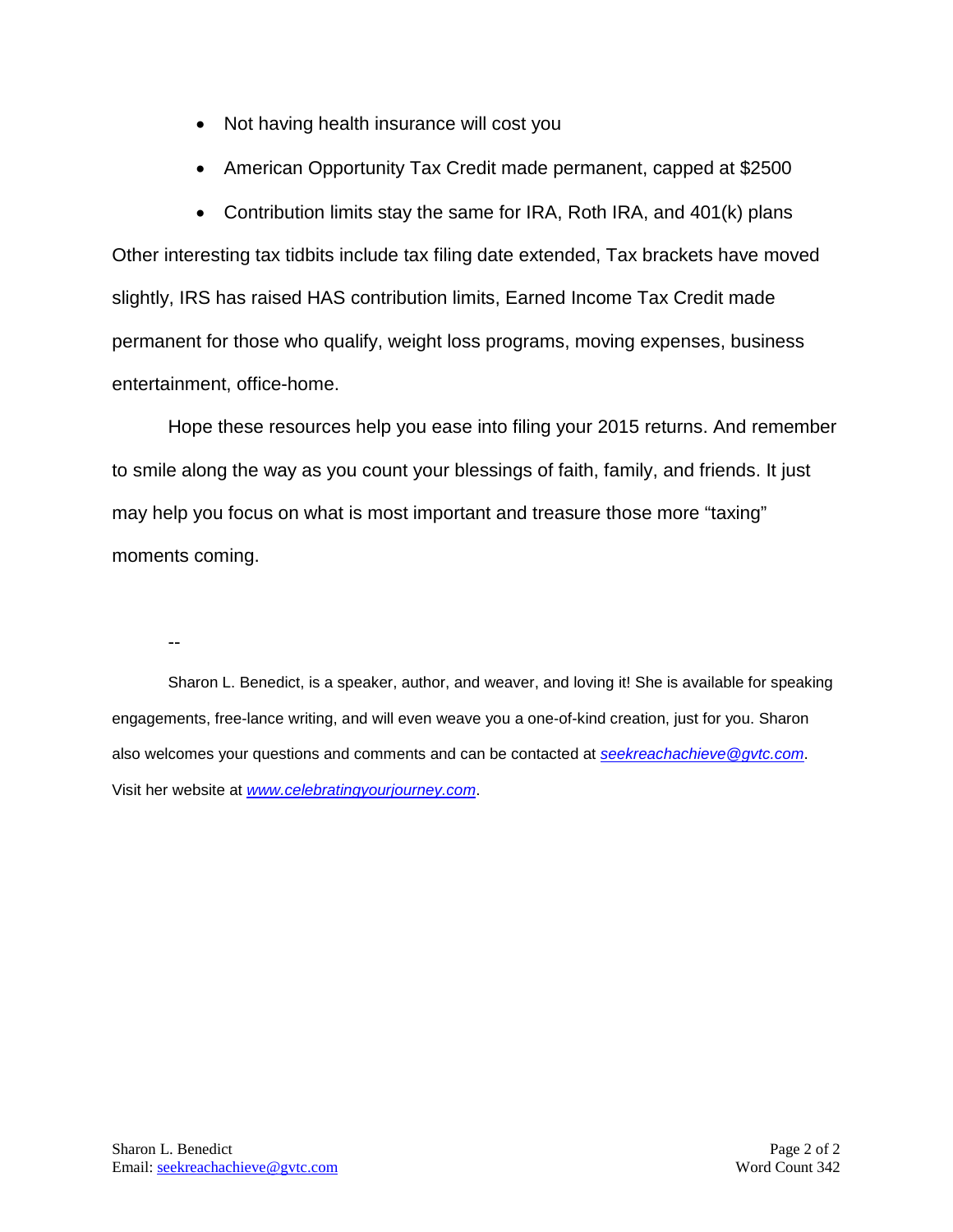- Not having health insurance will cost you
- American Opportunity Tax Credit made permanent, capped at $2500
- Contribution limits stay the same for IRA, Roth IRA, and 401(k) plans

Other interesting tax tidbits include tax filing date extended, Tax brackets have moved slightly, IRS has raised HAS contribution limits, Earned Income Tax Credit made permanent for those who qualify, weight loss programs, moving expenses, business entertainment, office-home.

Hope these resources help you ease into filing your 2015 returns. And remember to smile along the way as you count your blessings of faith, family, and friends. It just may help you focus on what is most important and treasure those more "taxing" moments coming.

--

Sharon L. Benedict, is a speaker, author, and weaver, and loving it! She is available for speaking engagements, free-lance writing, and will even weave you a one-of-kind creation, just for you. Sharon also welcomes your questions and comments and can be contacted at *seekreachachieve@gvtc.com*. Visit her website at *www.celebratingyourjourney.com*.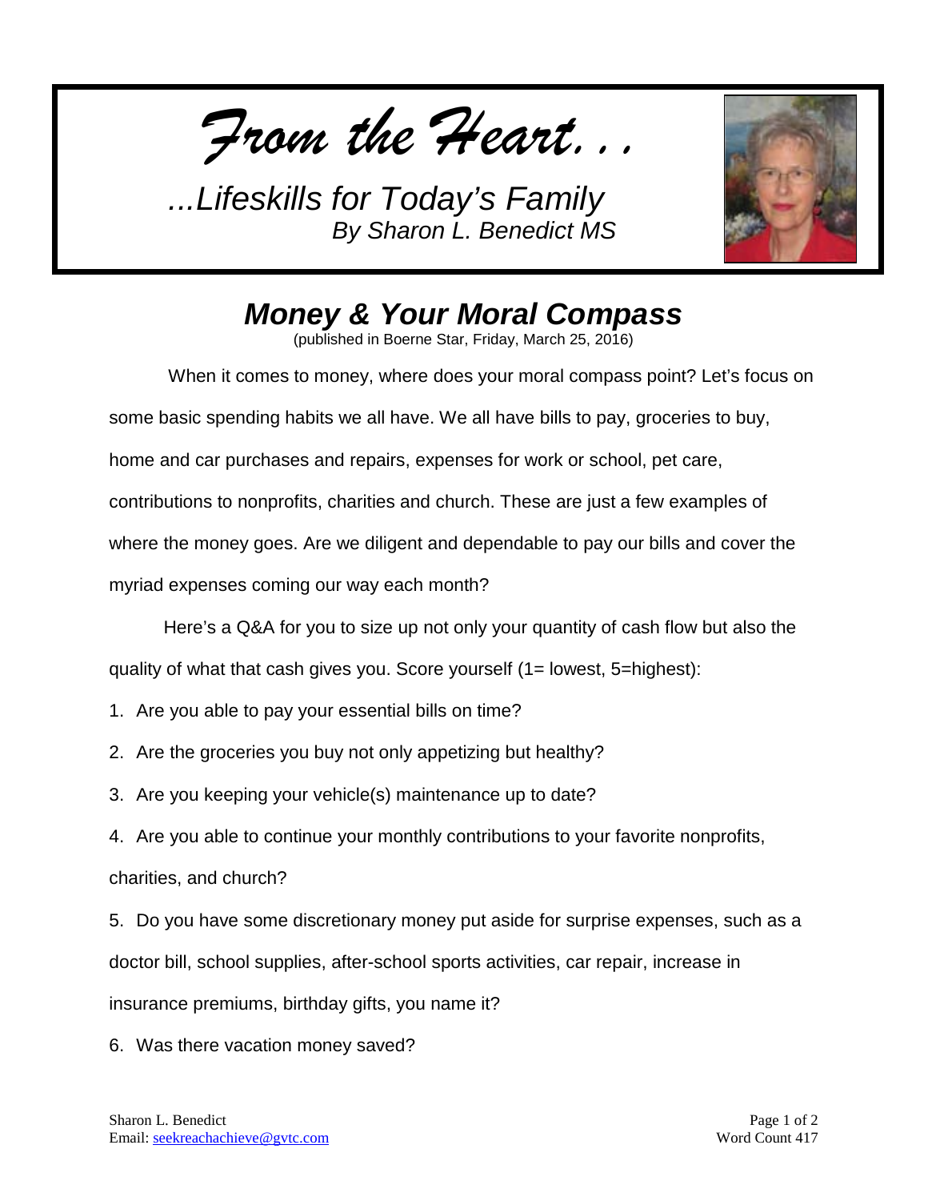*From the Heart...*

*...Lifeskills for Today's Family*
*By Sharon L. Benedict MS*

# *Money & Your Moral Compass*

(published in Boerne Star, Friday, March 25, 2016)

When it comes to money, where does your moral compass point? Let's focus on some basic spending habits we all have. We all have bills to pay, groceries to buy, home and car purchases and repairs, expenses for work or school, pet care, contributions to nonprofits, charities and church. These are just a few examples of where the money goes. Are we diligent and dependable to pay our bills and cover the myriad expenses coming our way each month?

Here's a Q&A for you to size up not only your quantity of cash flow but also the quality of what that cash gives you. Score yourself (1= lowest, 5=highest):

1. Are you able to pay your essential bills on time?
2. Are the groceries you buy not only appetizing but healthy?
3. Are you keeping your vehicle(s) maintenance up to date?
4. Are you able to continue your monthly contributions to your favorite nonprofits, charities, and church?
5. Do you have some discretionary money put aside for surprise expenses, such as a doctor bill, school supplies, after-school sports activities, car repair, increase in insurance premiums, birthday gifts, you name it?
6. Was there vacation money saved?

Sharon L. Benedict
Email: seekreachachieve@gvtc.com
Word Count 417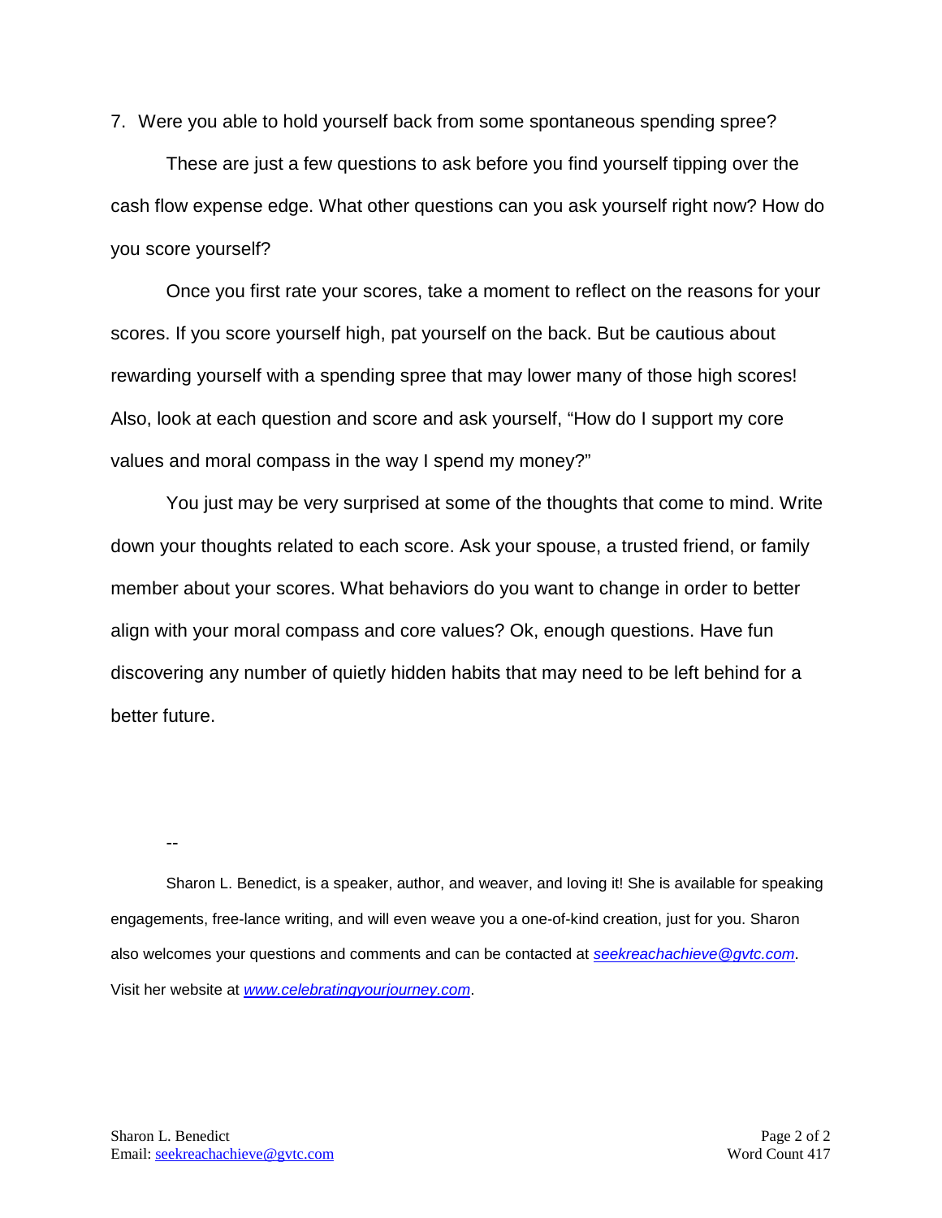7. Were you able to hold yourself back from some spontaneous spending spree?

These are just a few questions to ask before you find yourself tipping over the cash flow expense edge. What other questions can you ask yourself right now? How do you score yourself?

Once you first rate your scores, take a moment to reflect on the reasons for your scores. If you score yourself high, pat yourself on the back. But be cautious about rewarding yourself with a spending spree that may lower many of those high scores! Also, look at each question and score and ask yourself, "How do I support my core values and moral compass in the way I spend my money?"

You just may be very surprised at some of the thoughts that come to mind. Write down your thoughts related to each score. Ask your spouse, a trusted friend, or family member about your scores. What behaviors do you want to change in order to better align with your moral compass and core values? Ok, enough questions. Have fun discovering any number of quietly hidden habits that may need to be left behind for a better future.

--

Sharon L. Benedict, is a speaker, author, and weaver, and loving it! She is available for speaking engagements, free-lance writing, and will even weave you a one-of-kind creation, just for you. Sharon also welcomes your questions and comments and can be contacted at *seekreachachieve@gvtc.com*. Visit her website at *www.celebratingyourjourney.com*.